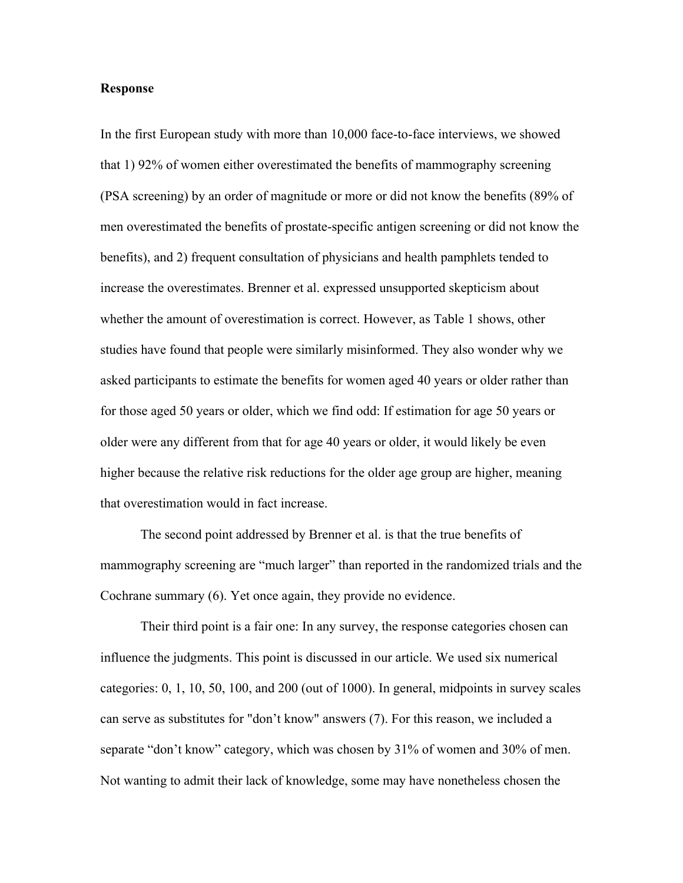**Response**

In the first European study with more than 10,000 face-to-face interviews, we showed that 1) 92% of women either overestimated the benefits of mammography screening (PSA screening) by an order of magnitude or more or did not know the benefits (89% of men overestimated the benefits of prostate-specific antigen screening or did not know the benefits), and 2) frequent consultation of physicians and health pamphlets tended to increase the overestimates. Brenner et al. expressed unsupported skepticism about whether the amount of overestimation is correct. However, as Table 1 shows, other studies have found that people were similarly misinformed. They also wonder why we asked participants to estimate the benefits for women aged 40 years or older rather than for those aged 50 years or older, which we find odd: If estimation for age 50 years or older were any different from that for age 40 years or older, it would likely be even higher because the relative risk reductions for the older age group are higher, meaning that overestimation would in fact increase.

The second point addressed by Brenner et al. is that the true benefits of mammography screening are "much larger" than reported in the randomized trials and the Cochrane summary (6). Yet once again, they provide no evidence.

Their third point is a fair one: In any survey, the response categories chosen can influence the judgments. This point is discussed in our article. We used six numerical categories: 0, 1, 10, 50, 100, and 200 (out of 1000). In general, midpoints in survey scales can serve as substitutes for "don't know" answers (7). For this reason, we included a separate "don't know" category, which was chosen by 31% of women and 30% of men. Not wanting to admit their lack of knowledge, some may have nonetheless chosen the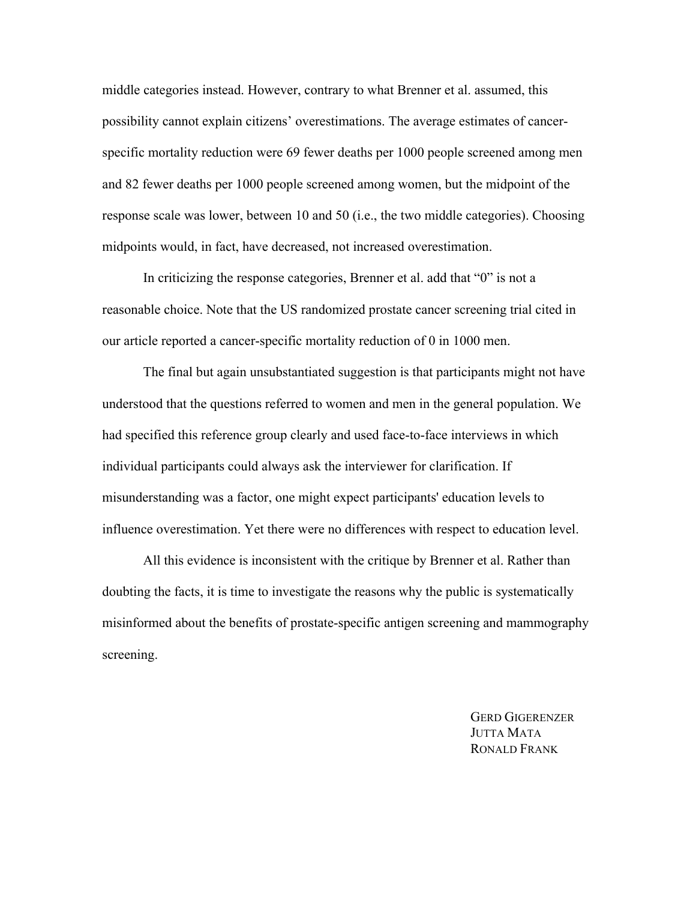middle categories instead. However, contrary to what Brenner et al. assumed, this possibility cannot explain citizens' overestimations. The average estimates of cancer-specific mortality reduction were 69 fewer deaths per 1000 people screened among men and 82 fewer deaths per 1000 people screened among women, but the midpoint of the response scale was lower, between 10 and 50 (i.e., the two middle categories). Choosing midpoints would, in fact, have decreased, not increased overestimation.

In criticizing the response categories, Brenner et al. add that "0" is not a reasonable choice. Note that the US randomized prostate cancer screening trial cited in our article reported a cancer-specific mortality reduction of 0 in 1000 men.

The final but again unsubstantiated suggestion is that participants might not have understood that the questions referred to women and men in the general population. We had specified this reference group clearly and used face-to-face interviews in which individual participants could always ask the interviewer for clarification. If misunderstanding was a factor, one might expect participants' education levels to influence overestimation. Yet there were no differences with respect to education level.

All this evidence is inconsistent with the critique by Brenner et al. Rather than doubting the facts, it is time to investigate the reasons why the public is systematically misinformed about the benefits of prostate-specific antigen screening and mammography screening.

GERD GIGERENZER
JUTTA MATA
RONALD FRANK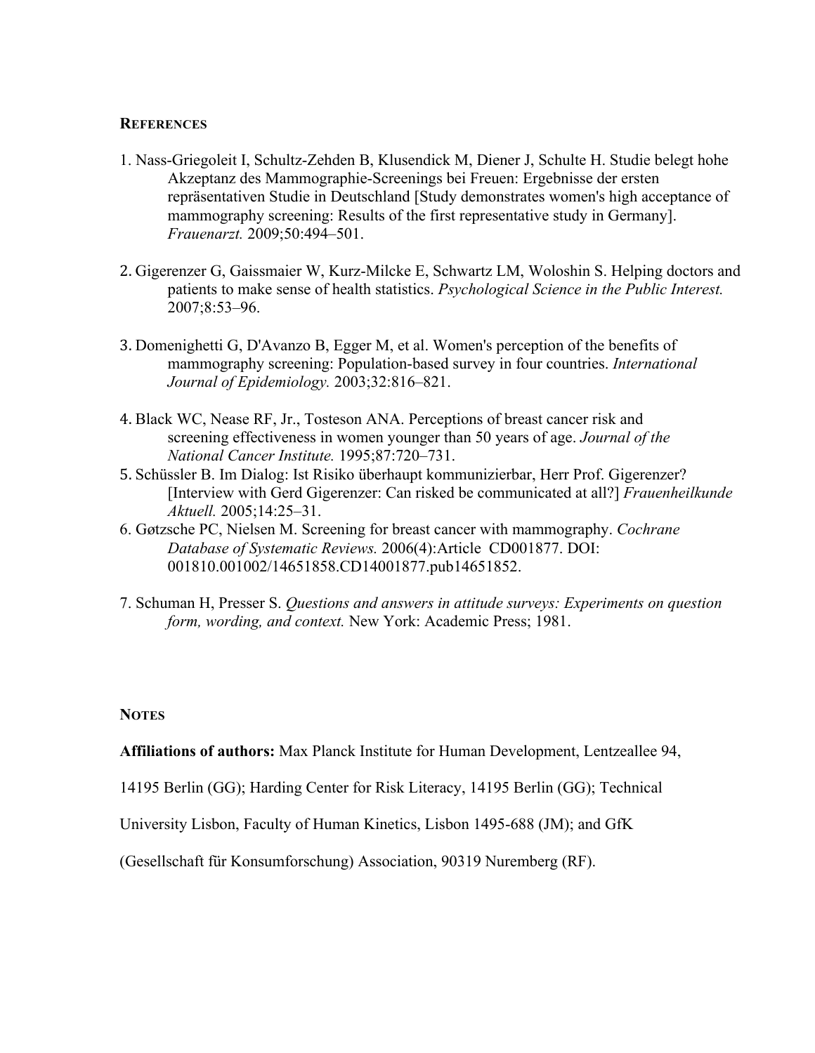## References

1. Nass-Griegoleit I, Schultz-Zehden B, Klusendick M, Diener J, Schulte H. Studie belegt hohe Akzeptanz des Mammographie-Screenings bei Freuen: Ergebnisse der ersten repräsentativen Studie in Deutschland [Study demonstrates women's high acceptance of mammography screening: Results of the first representative study in Germany]. *Frauenarzt.* 2009;50:494–501.

2. Gigerenzer G, Gaissmaier W, Kurz-Milcke E, Schwartz LM, Woloshin S. Helping doctors and patients to make sense of health statistics. *Psychological Science in the Public Interest.* 2007;8:53–96.

3. Domenighetti G, D'Avanzo B, Egger M, et al. Women's perception of the benefits of mammography screening: Population-based survey in four countries. *International Journal of Epidemiology.* 2003;32:816–821.

4. Black WC, Nease RF, Jr., Tosteson ANA. Perceptions of breast cancer risk and screening effectiveness in women younger than 50 years of age. *Journal of the National Cancer Institute.* 1995;87:720–731.

5. Schüssler B. Im Dialog: Ist Risiko überhaupt kommunizierbar, Herr Prof. Gigerenzer? [Interview with Gerd Gigerenzer: Can risked be communicated at all?] *Frauenheilkunde Aktuell.* 2005;14:25–31.

6. Gøtzsche PC, Nielsen M. Screening for breast cancer with mammography. *Cochrane Database of Systematic Reviews.* 2006(4):Article CD001877. DOI: 001810.001002/14651858.CD14001877.pub14651852.

7. Schuman H, Presser S. *Questions and answers in attitude surveys: Experiments on question form, wording, and context.* New York: Academic Press; 1981.

## Notes

**Affiliations of authors:** Max Planck Institute for Human Development, Lentzeallee 94, 14195 Berlin (GG); Harding Center for Risk Literacy, 14195 Berlin (GG); Technical University Lisbon, Faculty of Human Kinetics, Lisbon 1495-688 (JM); and GfK (Gesellschaft für Konsumforschung) Association, 90319 Nuremberg (RF).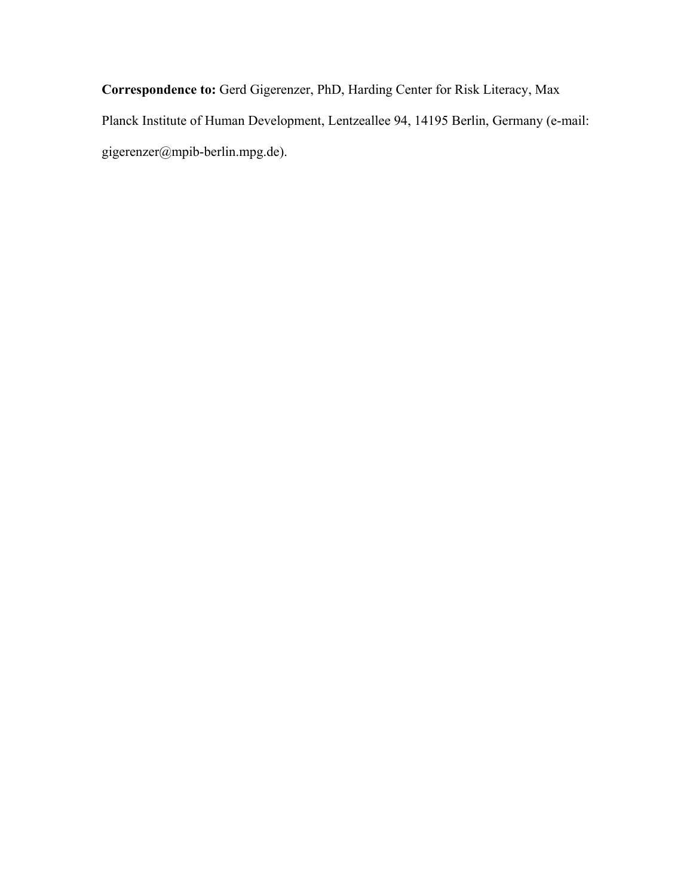**Correspondence to:** Gerd Gigerenzer, PhD, Harding Center for Risk Literacy, Max Planck Institute of Human Development, Lentzeallee 94, 14195 Berlin, Germany (e-mail: gigerenzer@mpib-berlin.mpg.de).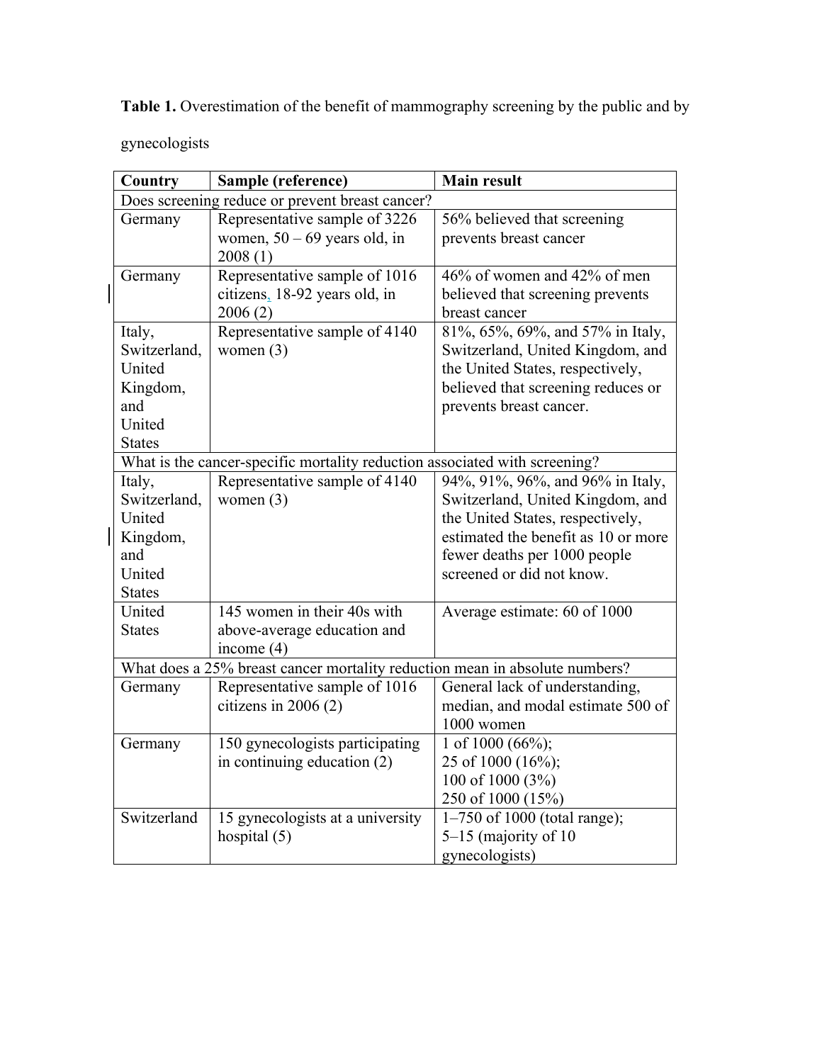**Table 1.** Overestimation of the benefit of mammography screening by the public and by gynecologists

| Country | Sample (reference) | Main result |
|---|---|---|
| Does screening reduce or prevent breast cancer? | | |
| Germany | Representative sample of 3226 women, 50 – 69 years old, in 2008 (1) | 56% believed that screening prevents breast cancer |
| Germany | Representative sample of 1016 citizens, 18-92 years old, in 2006 (2) | 46% of women and 42% of men believed that screening prevents breast cancer |
| Italy, Switzerland, United Kingdom, and United States | Representative sample of 4140 women (3) | 81%, 65%, 69%, and 57% in Italy, Switzerland, United Kingdom, and the United States, respectively, believed that screening reduces or prevents breast cancer. |
| What is the cancer-specific mortality reduction associated with screening? | | |
| Italy, Switzerland, United Kingdom, and United States | Representative sample of 4140 women (3) | 94%, 91%, 96%, and 96% in Italy, Switzerland, United Kingdom, and the United States, respectively, estimated the benefit as 10 or more fewer deaths per 1000 people screened or did not know. |
| United States | 145 women in their 40s with above-average education and income (4) | Average estimate: 60 of 1000 |
| What does a 25% breast cancer mortality reduction mean in absolute numbers? | | |
| Germany | Representative sample of 1016 citizens in 2006 (2) | General lack of understanding, median, and modal estimate 500 of 1000 women |
| Germany | 150 gynecologists participating in continuing education (2) | 1 of 1000 (66%);<br>25 of 1000 (16%);<br>100 of 1000 (3%)<br>250 of 1000 (15%) |
| Switzerland | 15 gynecologists at a university hospital (5) | 1–750 of 1000 (total range);<br>5–15 (majority of 10 gynecologists) |